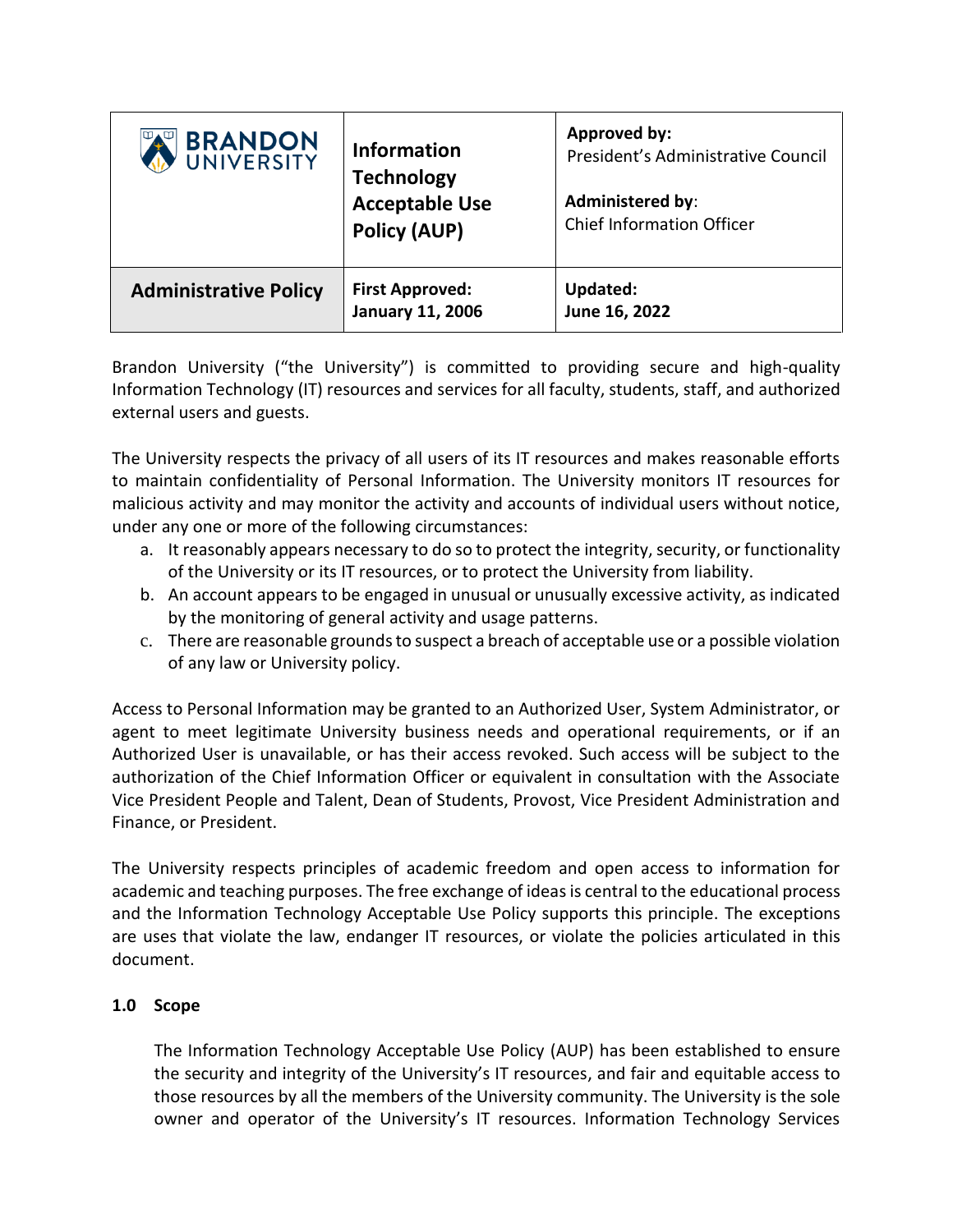| BRANDON UNIVERSITY | **Information Technology Acceptable Use Policy (AUP)** | **Approved by:** President's Administrative Council<br><br>**Administered by**: Chief Information Officer |
|---|---|---|
| **Administrative Policy** | **First Approved: January 11, 2006** | **Updated: June 16, 2022** |

Brandon University ("the University") is committed to providing secure and high-quality Information Technology (IT) resources and services for all faculty, students, staff, and authorized external users and guests.

The University respects the privacy of all users of its IT resources and makes reasonable efforts to maintain confidentiality of Personal Information. The University monitors IT resources for malicious activity and may monitor the activity and accounts of individual users without notice, under any one or more of the following circumstances:

a. It reasonably appears necessary to do so to protect the integrity, security, or functionality of the University or its IT resources, or to protect the University from liability.
b. An account appears to be engaged in unusual or unusually excessive activity, as indicated by the monitoring of general activity and usage patterns.
c. There are reasonable grounds to suspect a breach of acceptable use or a possible violation of any law or University policy.

Access to Personal Information may be granted to an Authorized User, System Administrator, or agent to meet legitimate University business needs and operational requirements, or if an Authorized User is unavailable, or has their access revoked. Such access will be subject to the authorization of the Chief Information Officer or equivalent in consultation with the Associate Vice President People and Talent, Dean of Students, Provost, Vice President Administration and Finance, or President.

The University respects principles of academic freedom and open access to information for academic and teaching purposes. The free exchange of ideas is central to the educational process and the Information Technology Acceptable Use Policy supports this principle. The exceptions are uses that violate the law, endanger IT resources, or violate the policies articulated in this document.

## 1.0 Scope

The Information Technology Acceptable Use Policy (AUP) has been established to ensure the security and integrity of the University's IT resources, and fair and equitable access to those resources by all the members of the University community. The University is the sole owner and operator of the University's IT resources. Information Technology Services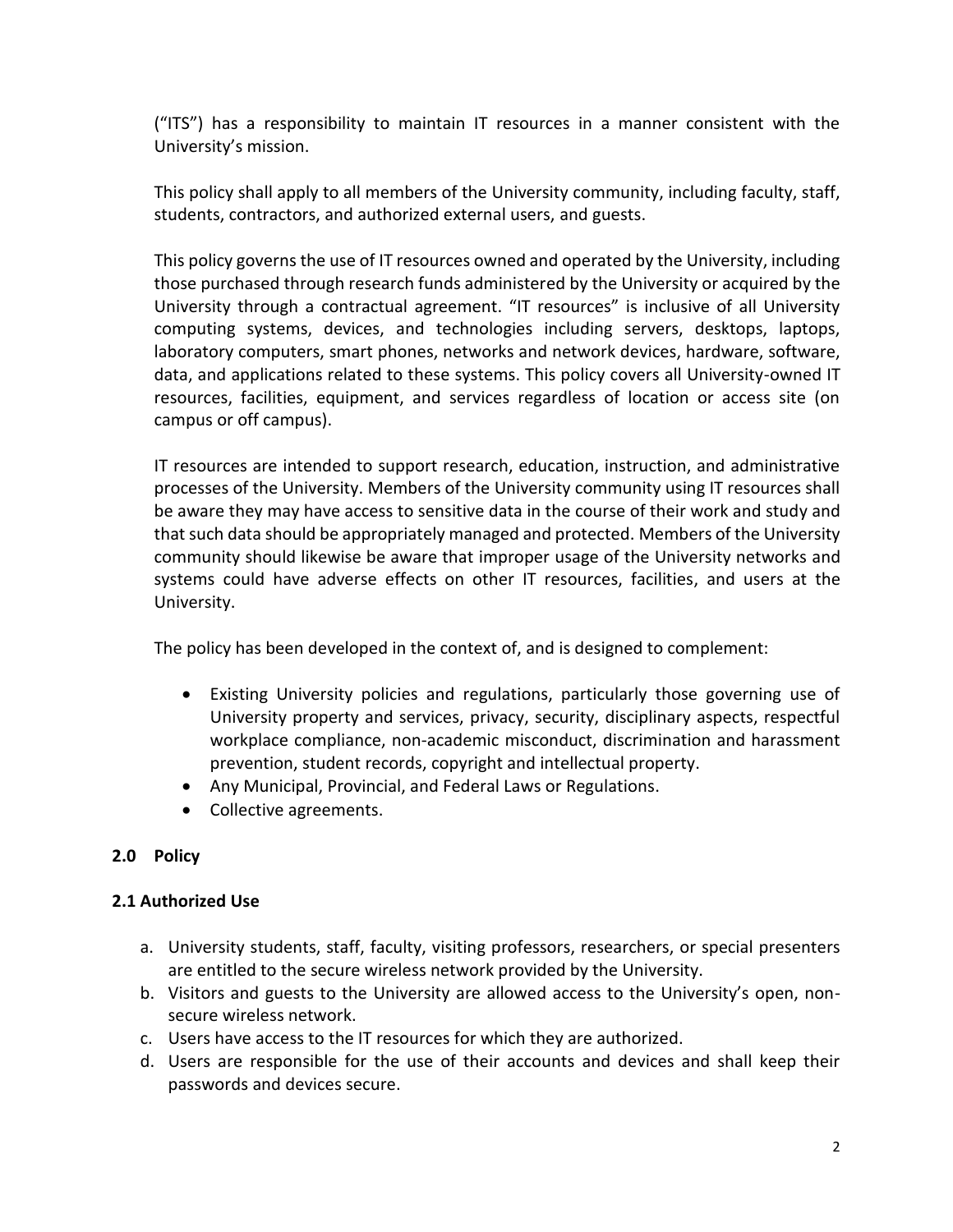("ITS") has a responsibility to maintain IT resources in a manner consistent with the University's mission.

This policy shall apply to all members of the University community, including faculty, staff, students, contractors, and authorized external users, and guests.

This policy governs the use of IT resources owned and operated by the University, including those purchased through research funds administered by the University or acquired by the University through a contractual agreement. "IT resources" is inclusive of all University computing systems, devices, and technologies including servers, desktops, laptops, laboratory computers, smart phones, networks and network devices, hardware, software, data, and applications related to these systems. This policy covers all University-owned IT resources, facilities, equipment, and services regardless of location or access site (on campus or off campus).

IT resources are intended to support research, education, instruction, and administrative processes of the University. Members of the University community using IT resources shall be aware they may have access to sensitive data in the course of their work and study and that such data should be appropriately managed and protected. Members of the University community should likewise be aware that improper usage of the University networks and systems could have adverse effects on other IT resources, facilities, and users at the University.

The policy has been developed in the context of, and is designed to complement:

- Existing University policies and regulations, particularly those governing use of University property and services, privacy, security, disciplinary aspects, respectful workplace compliance, non-academic misconduct, discrimination and harassment prevention, student records, copyright and intellectual property.
- Any Municipal, Provincial, and Federal Laws or Regulations.
- Collective agreements.

## 2.0 Policy

### 2.1 Authorized Use

a. University students, staff, faculty, visiting professors, researchers, or special presenters are entitled to the secure wireless network provided by the University.
b. Visitors and guests to the University are allowed access to the University's open, non-secure wireless network.
c. Users have access to the IT resources for which they are authorized.
d. Users are responsible for the use of their accounts and devices and shall keep their passwords and devices secure.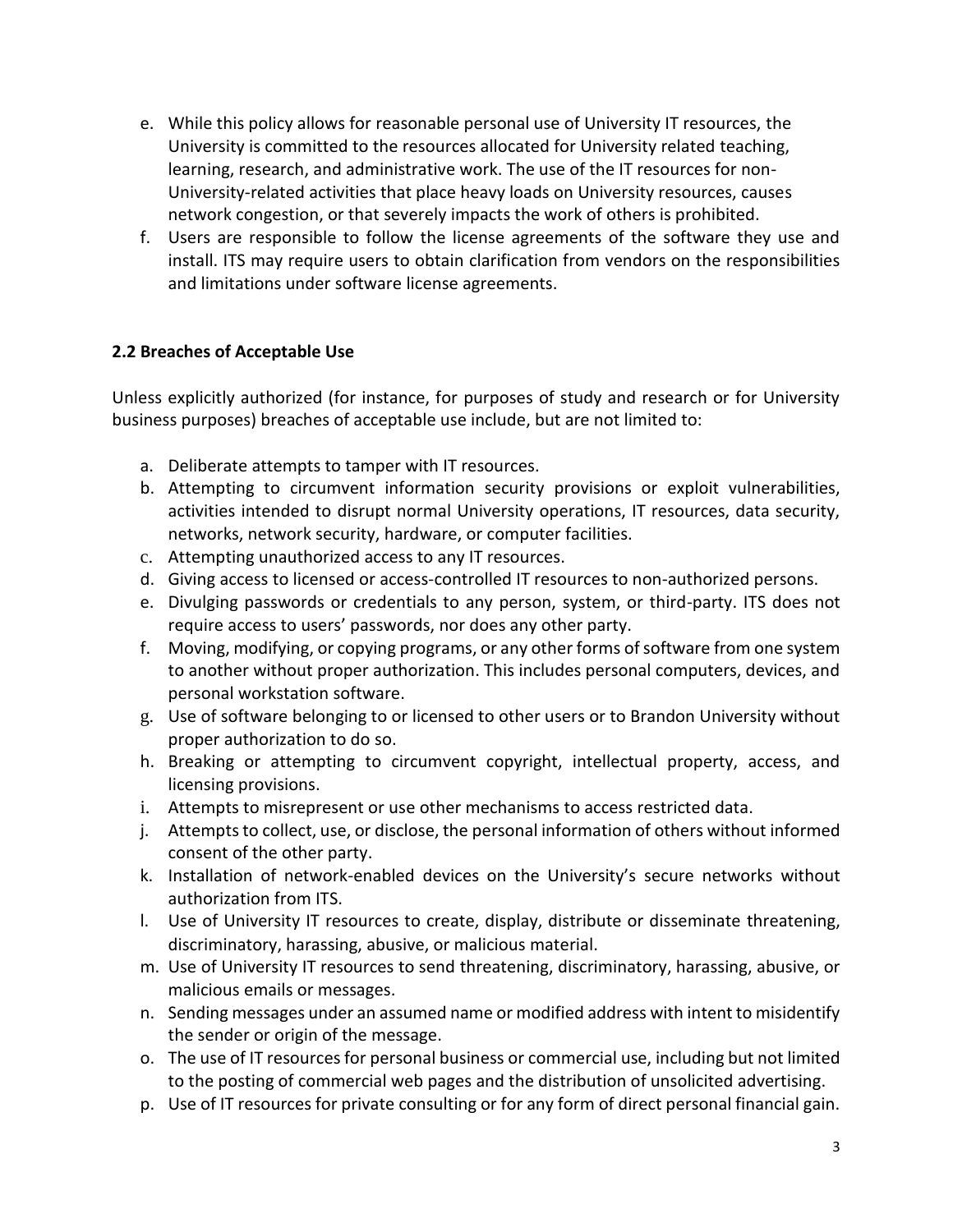e. While this policy allows for reasonable personal use of University IT resources, the University is committed to the resources allocated for University related teaching, learning, research, and administrative work. The use of the IT resources for non-University-related activities that place heavy loads on University resources, causes network congestion, or that severely impacts the work of others is prohibited.

f. Users are responsible to follow the license agreements of the software they use and install. ITS may require users to obtain clarification from vendors on the responsibilities and limitations under software license agreements.

**2.2 Breaches of Acceptable Use**

Unless explicitly authorized (for instance, for purposes of study and research or for University business purposes) breaches of acceptable use include, but are not limited to:

a. Deliberate attempts to tamper with IT resources.

b. Attempting to circumvent information security provisions or exploit vulnerabilities, activities intended to disrupt normal University operations, IT resources, data security, networks, network security, hardware, or computer facilities.

c. Attempting unauthorized access to any IT resources.

d. Giving access to licensed or access-controlled IT resources to non-authorized persons.

e. Divulging passwords or credentials to any person, system, or third-party. ITS does not require access to users' passwords, nor does any other party.

f. Moving, modifying, or copying programs, or any other forms of software from one system to another without proper authorization. This includes personal computers, devices, and personal workstation software.

g. Use of software belonging to or licensed to other users or to Brandon University without proper authorization to do so.

h. Breaking or attempting to circumvent copyright, intellectual property, access, and licensing provisions.

i. Attempts to misrepresent or use other mechanisms to access restricted data.

j. Attempts to collect, use, or disclose, the personal information of others without informed consent of the other party.

k. Installation of network-enabled devices on the University's secure networks without authorization from ITS.

l. Use of University IT resources to create, display, distribute or disseminate threatening, discriminatory, harassing, abusive, or malicious material.

m. Use of University IT resources to send threatening, discriminatory, harassing, abusive, or malicious emails or messages.

n. Sending messages under an assumed name or modified address with intent to misidentify the sender or origin of the message.

o. The use of IT resources for personal business or commercial use, including but not limited to the posting of commercial web pages and the distribution of unsolicited advertising.

p. Use of IT resources for private consulting or for any form of direct personal financial gain.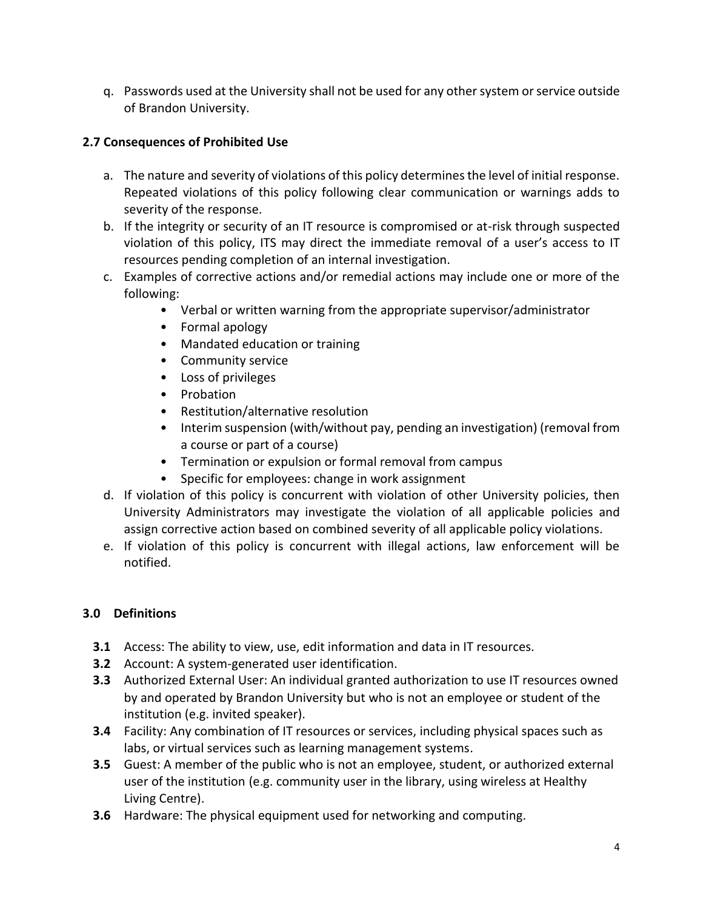q. Passwords used at the University shall not be used for any other system or service outside of Brandon University.

### 2.7 Consequences of Prohibited Use

a. The nature and severity of violations of this policy determines the level of initial response. Repeated violations of this policy following clear communication or warnings adds to severity of the response.

b. If the integrity or security of an IT resource is compromised or at-risk through suspected violation of this policy, ITS may direct the immediate removal of a user's access to IT resources pending completion of an internal investigation.

c. Examples of corrective actions and/or remedial actions may include one or more of the following:
   - Verbal or written warning from the appropriate supervisor/administrator
   - Formal apology
   - Mandated education or training
   - Community service
   - Loss of privileges
   - Probation
   - Restitution/alternative resolution
   - Interim suspension (with/without pay, pending an investigation) (removal from a course or part of a course)
   - Termination or expulsion or formal removal from campus
   - Specific for employees: change in work assignment

d. If violation of this policy is concurrent with violation of other University policies, then University Administrators may investigate the violation of all applicable policies and assign corrective action based on combined severity of all applicable policy violations.

e. If violation of this policy is concurrent with illegal actions, law enforcement will be notified.

## 3.0 Definitions

**3.1** Access: The ability to view, use, edit information and data in IT resources.

**3.2** Account: A system-generated user identification.

**3.3** Authorized External User: An individual granted authorization to use IT resources owned by and operated by Brandon University but who is not an employee or student of the institution (e.g. invited speaker).

**3.4** Facility: Any combination of IT resources or services, including physical spaces such as labs, or virtual services such as learning management systems.

**3.5** Guest: A member of the public who is not an employee, student, or authorized external user of the institution (e.g. community user in the library, using wireless at Healthy Living Centre).

**3.6** Hardware: The physical equipment used for networking and computing.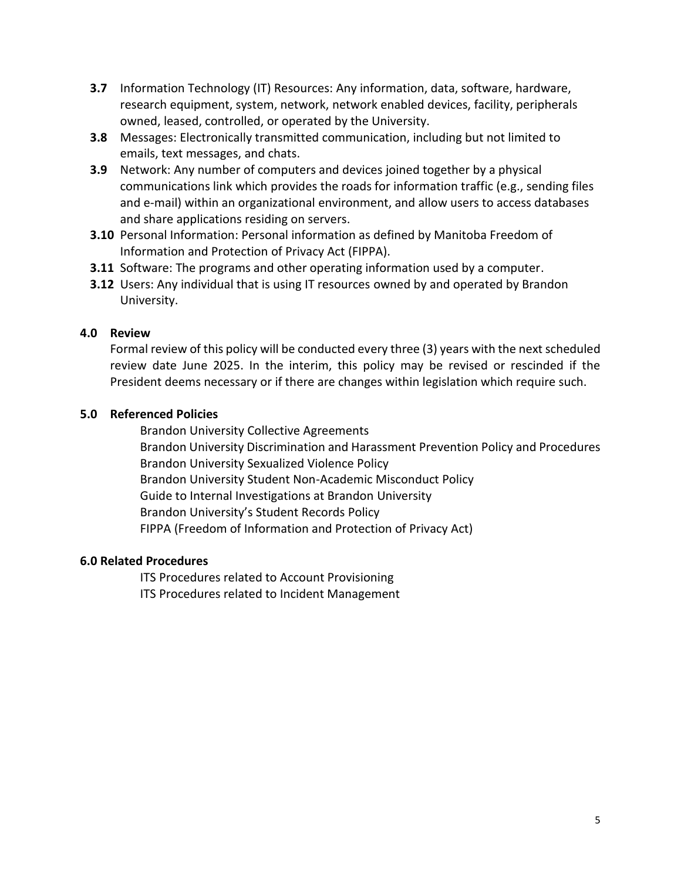**3.7** Information Technology (IT) Resources: Any information, data, software, hardware, research equipment, system, network, network enabled devices, facility, peripherals owned, leased, controlled, or operated by the University.

**3.8** Messages: Electronically transmitted communication, including but not limited to emails, text messages, and chats.

**3.9** Network: Any number of computers and devices joined together by a physical communications link which provides the roads for information traffic (e.g., sending files and e-mail) within an organizational environment, and allow users to access databases and share applications residing on servers.

**3.10** Personal Information: Personal information as defined by Manitoba Freedom of Information and Protection of Privacy Act (FIPPA).

**3.11** Software: The programs and other operating information used by a computer.

**3.12** Users: Any individual that is using IT resources owned by and operated by Brandon University.

## 4.0 Review

Formal review of this policy will be conducted every three (3) years with the next scheduled review date June 2025. In the interim, this policy may be revised or rescinded if the President deems necessary or if there are changes within legislation which require such.

## 5.0 Referenced Policies

Brandon University Collective Agreements
Brandon University Discrimination and Harassment Prevention Policy and Procedures
Brandon University Sexualized Violence Policy
Brandon University Student Non-Academic Misconduct Policy
Guide to Internal Investigations at Brandon University
Brandon University's Student Records Policy
FIPPA (Freedom of Information and Protection of Privacy Act)

## 6.0 Related Procedures

ITS Procedures related to Account Provisioning
ITS Procedures related to Incident Management